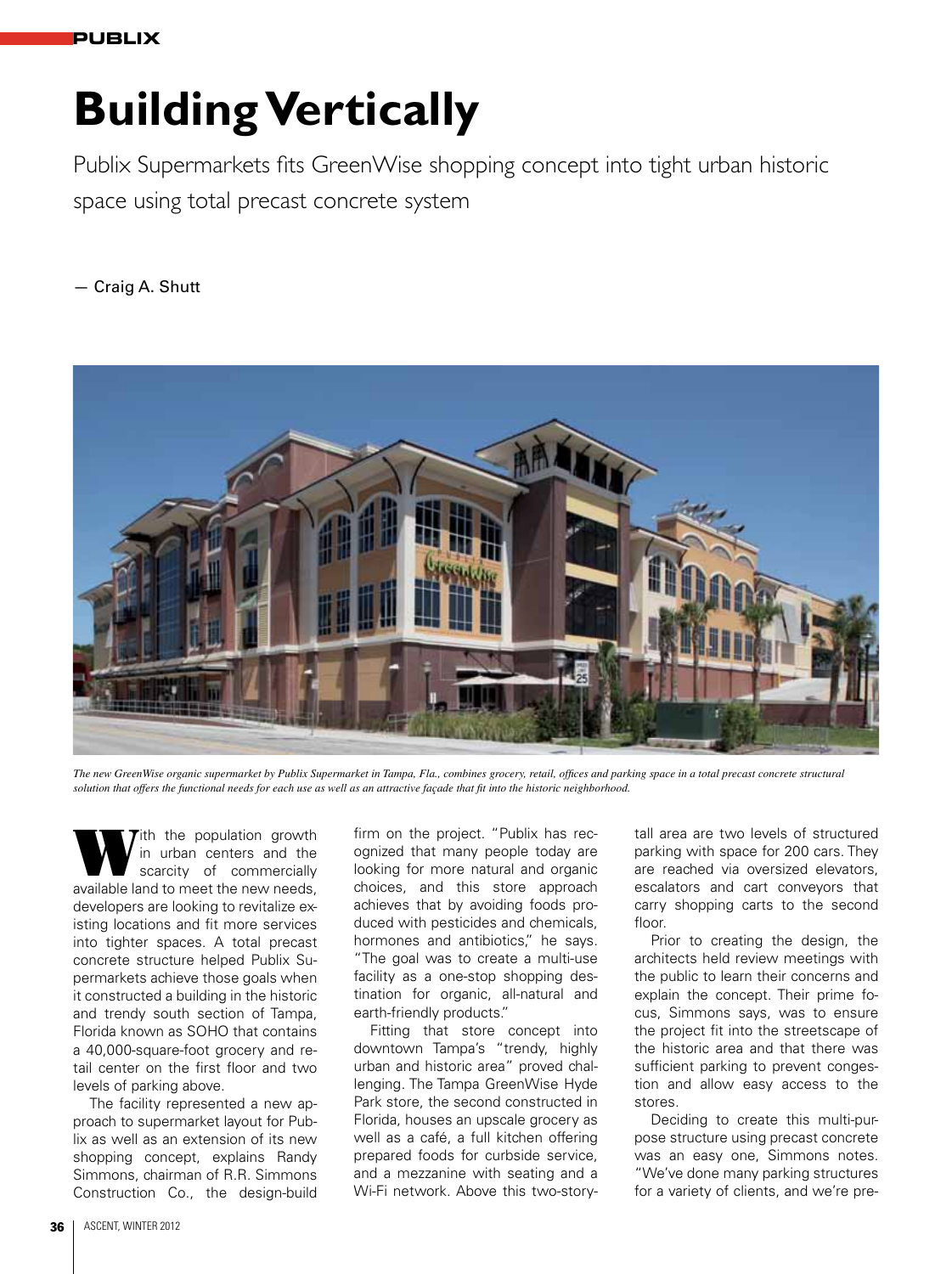# Building Vertically

Publix Supermarkets fits GreenWise shopping concept into tight urban historic space using total precast concrete system

— Craig A. Shutt

*The new GreenWise organic supermarket by Publix Supermarket in Tampa, Fla., combines grocery, retail, offices and parking space in a total precast concrete structural solution that offers the functional needs for each use as well as an attractive façade that fit into the historic neighborhood.*

With the population growth in urban centers and the scarcity of commercially available land to meet the new needs, developers are looking to revitalize existing locations and fit more services into tighter spaces. A total precast concrete structure helped Publix Supermarkets achieve those goals when it constructed a building in the historic and trendy south section of Tampa, Florida known as SOHO that contains a 40,000-square-foot grocery and retail center on the first floor and two levels of parking above.

The facility represented a new approach to supermarket layout for Publix as well as an extension of its new shopping concept, explains Randy Simmons, chairman of R.R. Simmons Construction Co., the design-build firm on the project. "Publix has recognized that many people today are looking for more natural and organic choices, and this store approach achieves that by avoiding foods produced with pesticides and chemicals, hormones and antibiotics," he says. "The goal was to create a multi-use facility as a one-stop shopping destination for organic, all-natural and earth-friendly products."

Fitting that store concept into downtown Tampa's "trendy, highly urban and historic area" proved challenging. The Tampa GreenWise Hyde Park store, the second constructed in Florida, houses an upscale grocery as well as a café, a full kitchen offering prepared foods for curbside service, and a mezzanine with seating and a Wi-Fi network. Above this two-story-tall area are two levels of structured parking with space for 200 cars. They are reached via oversized elevators, escalators and cart conveyors that carry shopping carts to the second floor.

Prior to creating the design, the architects held review meetings with the public to learn their concerns and explain the concept. Their prime focus, Simmons says, was to ensure the project fit into the streetscape of the historic area and that there was sufficient parking to prevent congestion and allow easy access to the stores.

Deciding to create this multi-purpose structure using precast concrete was an easy one, Simmons notes. "We've done many parking structures for a variety of clients, and we're pre-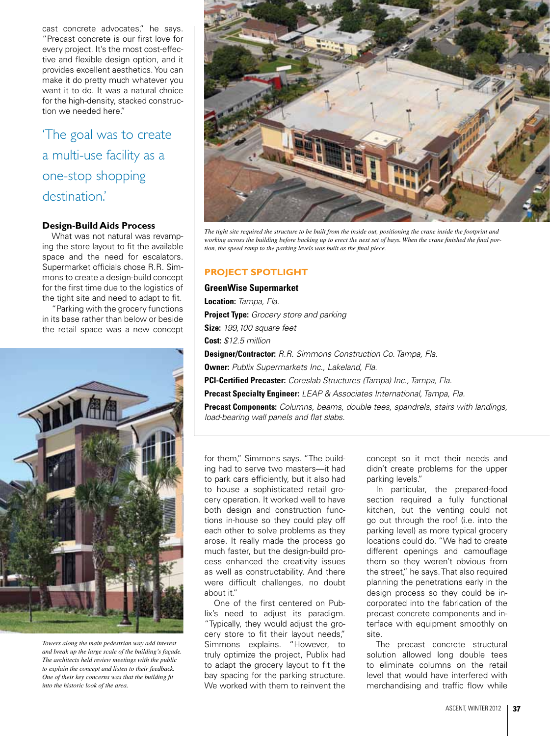cast concrete advocates," he says. "Precast concrete is our first love for every project. It's the most cost-effective and flexible design option, and it provides excellent aesthetics. You can make it do pretty much whatever you want it to do. It was a natural choice for the high-density, stacked construction we needed here."

> 'The goal was to create a multi-use facility as a one-stop shopping destination.'

### Design-Build Aids Process

What was not natural was revamping the store layout to fit the available space and the need for escalators. Supermarket officials chose R.R. Simmons to create a design-build concept for the first time due to the logistics of the tight site and need to adapt to fit.

"Parking with the grocery functions in its base rather than below or beside the retail space was a new concept for them," Simmons says. "The building had to serve two masters—it had to park cars efficiently, but it also had to house a sophisticated retail grocery operation. It worked well to have both design and construction functions in-house so they could play off each other to solve problems as they arose. It really made the process go much faster, but the design-build process enhanced the creativity issues as well as constructability. And there were difficult challenges, no doubt about it."

One of the first centered on Publix's need to adjust its paradigm. "Typically, they would adjust the grocery store to fit their layout needs," Simmons explains. "However, to truly optimize the project, Publix had to adapt the grocery layout to fit the bay spacing for the parking structure. We worked with them to reinvent the concept so it met their needs and didn't create problems for the upper parking levels."

In particular, the prepared-food section required a fully functional kitchen, but the venting could not go out through the roof (i.e. into the parking level) as more typical grocery locations could do. "We had to create different openings and camouflage them so they weren't obvious from the street," he says. That also required planning the penetrations early in the design process so they could be incorporated into the fabrication of the precast concrete components and interface with equipment smoothly on site.

The precast concrete structural solution allowed long double tees to eliminate columns on the retail level that would have interfered with merchandising and traffic flow while

*The tight site required the structure to be built from the inside out, positioning the crane inside the footprint and working across the building before backing up to erect the next set of bays. When the crane finished the final portion, the speed ramp to the parking levels was built as the final piece.*

*Towers along the main pedestrian way add interest and break up the large scale of the building's façade. The architects held review meetings with the public to explain the concept and listen to their feedback. One of their key concerns was that the building fit into the historic look of the area.*

## PROJECT SPOTLIGHT

**GreenWise Supermarket**

**Location:** *Tampa, Fla.*

**Project Type:** *Grocery store and parking*

**Size:** *199,100 square feet*

**Cost:** *$12.5 million*

**Designer/Contractor:** *R.R. Simmons Construction Co. Tampa, Fla.*

**Owner:** *Publix Supermarkets Inc., Lakeland, Fla.*

**PCI-Certified Precaster:** *Coreslab Structures (Tampa) Inc., Tampa, Fla.*

**Precast Specialty Engineer:** *LEAP & Associates International, Tampa, Fla.*

**Precast Components:** *Columns, beams, double tees, spandrels, stairs with landings, load-bearing wall panels and flat slabs.*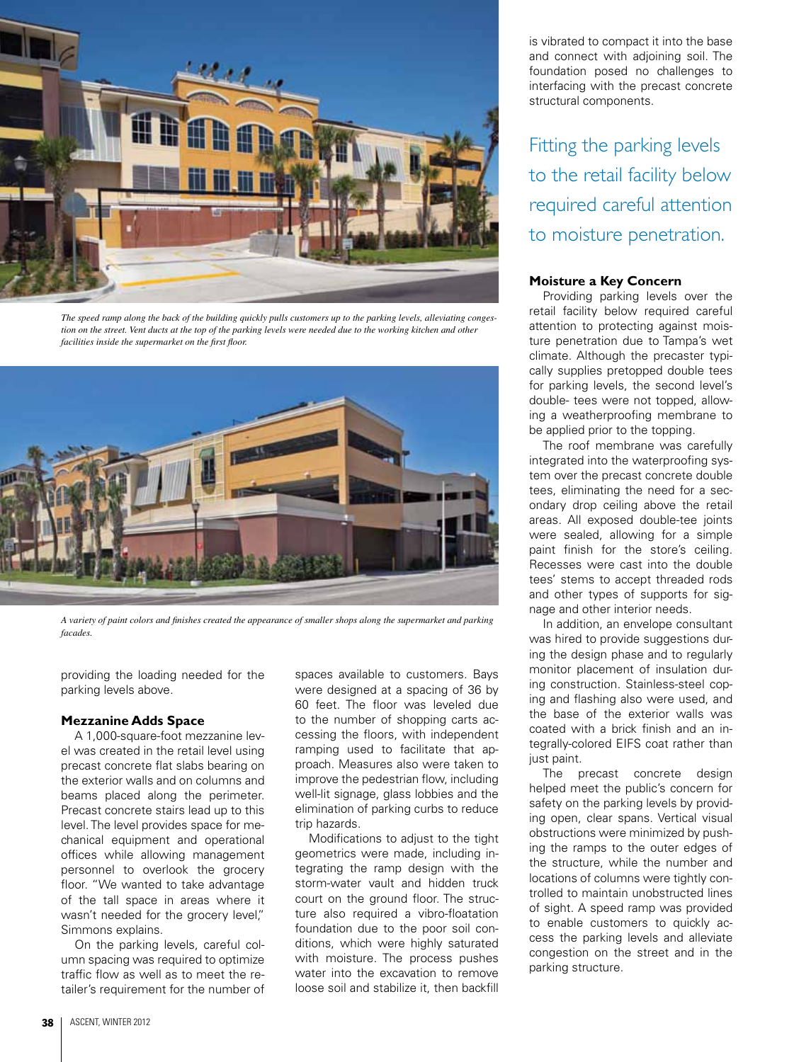The speed ramp along the back of the building quickly pulls customers up to the parking levels, alleviating congestion on the street. Vent ducts at the top of the parking levels were needed due to the working kitchen and other facilities inside the supermarket on the first floor.

A variety of paint colors and finishes created the appearance of smaller shops along the supermarket and parking facades.

providing the loading needed for the parking levels above.

**Mezzanine Adds Space**

A 1,000-square-foot mezzanine level was created in the retail level using precast concrete flat slabs bearing on the exterior walls and on columns and beams placed along the perimeter. Precast concrete stairs lead up to this level. The level provides space for mechanical equipment and operational offices while allowing management personnel to overlook the grocery floor. "We wanted to take advantage of the tall space in areas where it wasn't needed for the grocery level," Simmons explains.

On the parking levels, careful column spacing was required to optimize traffic flow as well as to meet the retailer's requirement for the number of spaces available to customers. Bays were designed at a spacing of 36 by 60 feet. The floor was leveled due to the number of shopping carts accessing the floors, with independent ramping used to facilitate that approach. Measures also were taken to improve the pedestrian flow, including well-lit signage, glass lobbies and the elimination of parking curbs to reduce trip hazards.

Modifications to adjust to the tight geometrics were made, including integrating the ramp design with the storm-water vault and hidden truck court on the ground floor. The structure also required a vibro-floatation foundation due to the poor soil conditions, which were highly saturated with moisture. The process pushes water into the excavation to remove loose soil and stabilize it, then backfill is vibrated to compact it into the base and connect with adjoining soil. The foundation posed no challenges to interfacing with the precast concrete structural components.

## Fitting the parking levels to the retail facility below required careful attention to moisture penetration.

**Moisture a Key Concern**

Providing parking levels over the retail facility below required careful attention to protecting against moisture penetration due to Tampa's wet climate. Although the precaster typically supplies pretopped double tees for parking levels, the second level's double- tees were not topped, allowing a weatherproofing membrane to be applied prior to the topping.

The roof membrane was carefully integrated into the waterproofing system over the precast concrete double tees, eliminating the need for a secondary drop ceiling above the retail areas. All exposed double-tee joints were sealed, allowing for a simple paint finish for the store's ceiling. Recesses were cast into the double tees' stems to accept threaded rods and other types of supports for signage and other interior needs.

In addition, an envelope consultant was hired to provide suggestions during the design phase and to regularly monitor placement of insulation during construction. Stainless-steel coping and flashing also were used, and the base of the exterior walls was coated with a brick finish and an integrally-colored EIFS coat rather than just paint.

The precast concrete design helped meet the public's concern for safety on the parking levels by providing open, clear spans. Vertical visual obstructions were minimized by pushing the ramps to the outer edges of the structure, while the number and locations of columns were tightly controlled to maintain unobstructed lines of sight. A speed ramp was provided to enable customers to quickly access the parking levels and alleviate congestion on the street and in the parking structure.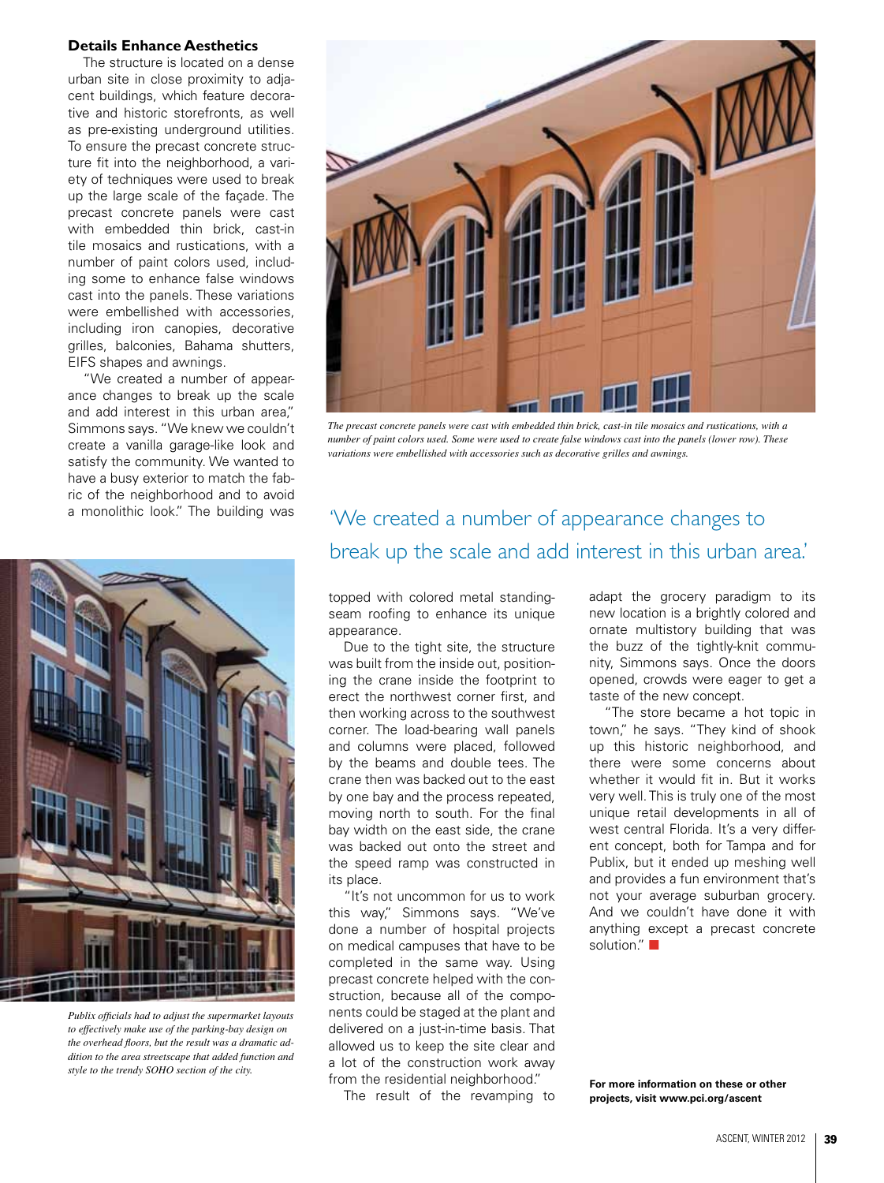### Details Enhance Aesthetics

The structure is located on a dense urban site in close proximity to adjacent buildings, which feature decorative and historic storefronts, as well as pre-existing underground utilities. To ensure the precast concrete structure fit into the neighborhood, a variety of techniques were used to break up the large scale of the façade. The precast concrete panels were cast with embedded thin brick, cast-in tile mosaics and rustications, with a number of paint colors used, including some to enhance false windows cast into the panels. These variations were embellished with accessories, including iron canopies, decorative grilles, balconies, Bahama shutters, EIFS shapes and awnings.

"We created a number of appearance changes to break up the scale and add interest in this urban area," Simmons says. "We knew we couldn't create a vanilla garage-like look and satisfy the community. We wanted to have a busy exterior to match the fabric of the neighborhood and to avoid a monolithic look." The building was topped with colored metal standing-seam roofing to enhance its unique appearance.

*The precast concrete panels were cast with embedded thin brick, cast-in tile mosaics and rustications, with a number of paint colors used. Some were used to create false windows cast into the panels (lower row). These variations were embellished with accessories such as decorative grilles and awnings.*

> 'We created a number of appearance changes to break up the scale and add interest in this urban area.'

*Publix officials had to adjust the supermarket layouts to effectively make use of the parking-bay design on the overhead floors, but the result was a dramatic addition to the area streetscape that added function and style to the trendy SOHO section of the city.*

Due to the tight site, the structure was built from the inside out, positioning the crane inside the footprint to erect the northwest corner first, and then working across to the southwest corner. The load-bearing wall panels and columns were placed, followed by the beams and double tees. The crane then was backed out to the east by one bay and the process repeated, moving north to south. For the final bay width on the east side, the crane was backed out onto the street and the speed ramp was constructed in its place.

"It's not uncommon for us to work this way," Simmons says. "We've done a number of hospital projects on medical campuses that have to be completed in the same way. Using precast concrete helped with the construction, because all of the components could be staged at the plant and delivered on a just-in-time basis. That allowed us to keep the site clear and a lot of the construction work away from the residential neighborhood."

The result of the revamping to adapt the grocery paradigm to its new location is a brightly colored and ornate multistory building that was the buzz of the tightly-knit community, Simmons says. Once the doors opened, crowds were eager to get a taste of the new concept.

"The store became a hot topic in town," he says. "They kind of shook up this historic neighborhood, and there were some concerns about whether it would fit in. But it works very well. This is truly one of the most unique retail developments in all of west central Florida. It's a very different concept, both for Tampa and for Publix, but it ended up meshing well and provides a fun environment that's not your average suburban grocery. And we couldn't have done it with anything except a precast concrete solution." ■

**For more information on these or other projects, visit www.pci.org/ascent**